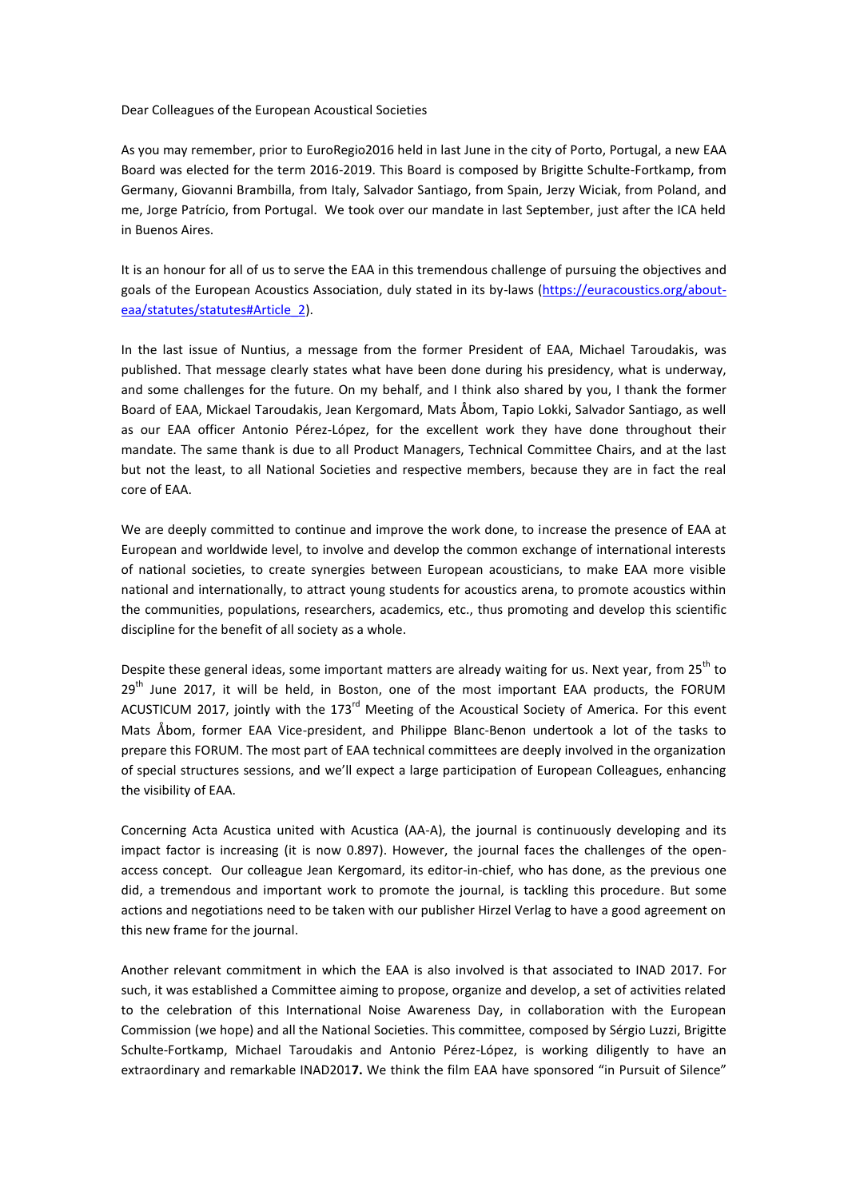Dear Colleagues of the European Acoustical Societies

As you may remember, prior to EuroRegio2016 held in last June in the city of Porto, Portugal, a new EAA Board was elected for the term 2016-2019. This Board is composed by Brigitte Schulte-Fortkamp, from Germany, Giovanni Brambilla, from Italy, Salvador Santiago, from Spain, Jerzy Wiciak, from Poland, and me, Jorge Patrício, from Portugal. We took over our mandate in last September, just after the ICA held in Buenos Aires.

It is an honour for all of us to serve the EAA in this tremendous challenge of pursuing the objectives and goals of the European Acoustics Association, duly stated in its by-laws (https://euracoustics.org/about-eaa/statutes/statutes#Article_2).

In the last issue of Nuntius, a message from the former President of EAA, Michael Taroudakis, was published. That message clearly states what have been done during his presidency, what is underway, and some challenges for the future. On my behalf, and I think also shared by you, I thank the former Board of EAA, Mickael Taroudakis, Jean Kergomard, Mats Åbom, Tapio Lokki, Salvador Santiago, as well as our EAA officer Antonio Pérez-López, for the excellent work they have done throughout their mandate. The same thank is due to all Product Managers, Technical Committee Chairs, and at the last but not the least, to all National Societies and respective members, because they are in fact the real core of EAA.

We are deeply committed to continue and improve the work done, to increase the presence of EAA at European and worldwide level, to involve and develop the common exchange of international interests of national societies, to create synergies between European acousticians, to make EAA more visible national and internationally, to attract young students for acoustics arena, to promote acoustics within the communities, populations, researchers, academics, etc., thus promoting and develop this scientific discipline for the benefit of all society as a whole.

Despite these general ideas, some important matters are already waiting for us. Next year, from 25th to 29th June 2017, it will be held, in Boston, one of the most important EAA products, the FORUM ACUSTICUM 2017, jointly with the 173rd Meeting of the Acoustical Society of America. For this event Mats Åbom, former EAA Vice-president, and Philippe Blanc-Benon undertook a lot of the tasks to prepare this FORUM. The most part of EAA technical committees are deeply involved in the organization of special structures sessions, and we'll expect a large participation of European Colleagues, enhancing the visibility of EAA.

Concerning Acta Acustica united with Acustica (AA-A), the journal is continuously developing and its impact factor is increasing (it is now 0.897). However, the journal faces the challenges of the open-access concept. Our colleague Jean Kergomard, its editor-in-chief, who has done, as the previous one did, a tremendous and important work to promote the journal, is tackling this procedure. But some actions and negotiations need to be taken with our publisher Hirzel Verlag to have a good agreement on this new frame for the journal.

Another relevant commitment in which the EAA is also involved is that associated to INAD 2017. For such, it was established a Committee aiming to propose, organize and develop, a set of activities related to the celebration of this International Noise Awareness Day, in collaboration with the European Commission (we hope) and all the National Societies. This committee, composed by Sérgio Luzzi, Brigitte Schulte-Fortkamp, Michael Taroudakis and Antonio Pérez-López, is working diligently to have an extraordinary and remarkable INAD201**7.** We think the film EAA have sponsored "in Pursuit of Silence"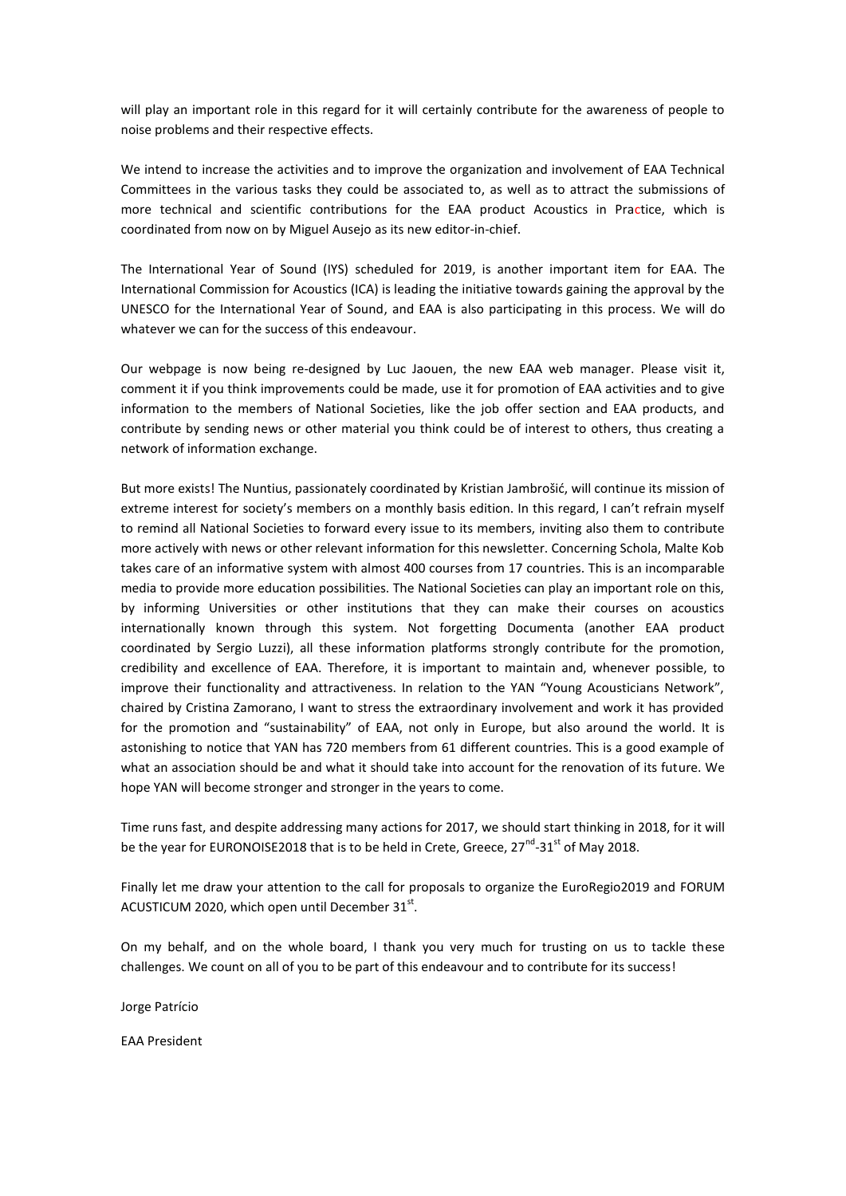will play an important role in this regard for it will certainly contribute for the awareness of people to noise problems and their respective effects.

We intend to increase the activities and to improve the organization and involvement of EAA Technical Committees in the various tasks they could be associated to, as well as to attract the submissions of more technical and scientific contributions for the EAA product Acoustics in Practice, which is coordinated from now on by Miguel Ausejo as its new editor-in-chief.

The International Year of Sound (IYS) scheduled for 2019, is another important item for EAA. The International Commission for Acoustics (ICA) is leading the initiative towards gaining the approval by the UNESCO for the International Year of Sound, and EAA is also participating in this process. We will do whatever we can for the success of this endeavour.

Our webpage is now being re-designed by Luc Jaouen, the new EAA web manager. Please visit it, comment it if you think improvements could be made, use it for promotion of EAA activities and to give information to the members of National Societies, like the job offer section and EAA products, and contribute by sending news or other material you think could be of interest to others, thus creating a network of information exchange.

But more exists! The Nuntius, passionately coordinated by Kristian Jambrošić, will continue its mission of extreme interest for society's members on a monthly basis edition. In this regard, I can't refrain myself to remind all National Societies to forward every issue to its members, inviting also them to contribute more actively with news or other relevant information for this newsletter. Concerning Schola, Malte Kob takes care of an informative system with almost 400 courses from 17 countries. This is an incomparable media to provide more education possibilities. The National Societies can play an important role on this, by informing Universities or other institutions that they can make their courses on acoustics internationally known through this system. Not forgetting Documenta (another EAA product coordinated by Sergio Luzzi), all these information platforms strongly contribute for the promotion, credibility and excellence of EAA. Therefore, it is important to maintain and, whenever possible, to improve their functionality and attractiveness. In relation to the YAN "Young Acousticians Network", chaired by Cristina Zamorano, I want to stress the extraordinary involvement and work it has provided for the promotion and "sustainability" of EAA, not only in Europe, but also around the world. It is astonishing to notice that YAN has 720 members from 61 different countries. This is a good example of what an association should be and what it should take into account for the renovation of its future. We hope YAN will become stronger and stronger in the years to come.

Time runs fast, and despite addressing many actions for 2017, we should start thinking in 2018, for it will be the year for EURONOISE2018 that is to be held in Crete, Greece, 27nd-31st of May 2018.

Finally let me draw your attention to the call for proposals to organize the EuroRegio2019 and FORUM ACUSTICUM 2020, which open until December 31st.

On my behalf, and on the whole board, I thank you very much for trusting on us to tackle these challenges. We count on all of you to be part of this endeavour and to contribute for its success!

Jorge Patrício

EAA President